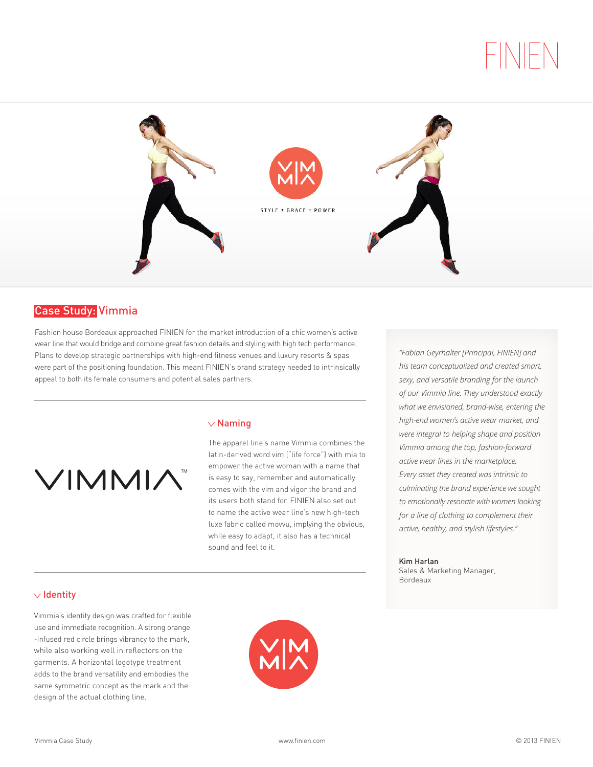# FINIEN

STYLE + GRACE + POWER

## Case Study: Vimmia

Fashion house Bordeaux approached FINIEN for the market introduction of a chic women's active wear line that would bridge and combine great fashion details and styling with high tech performance. Plans to develop strategic partnerships with high-end fitness venues and luxury resorts & spas were part of the positioning foundation. This meant FINIEN's brand strategy needed to intrinsically appeal to both its female consumers and potential sales partners.

VIMMIA™

### Naming

The apparel line's name Vimmia combines the latin-derived word vim ("life force") with mia to empower the active woman with a name that is easy to say, remember and automatically comes with the vim and vigor the brand and its users both stand for. FINIEN also set out to name the active wear line's new high-tech luxe fabric called movvu, implying the obvious, while easy to adapt, it also has a technical sound and feel to it.

### Identity

Vimmia's identity design was crafted for flexible use and immediate recognition. A strong orange -infused red circle brings vibrancy to the mark, while also working well in reflectors on the garments. A horizontal logotype treatment adds to the brand versatility and embodies the same symmetric concept as the mark and the design of the actual clothing line.

*"Fabian Geyrhalter [Principal, FINIEN] and his team conceptualized and created smart, sexy, and versatile branding for the launch of our Vimmia line. They understood exactly what we envisioned, brand-wise, entering the high-end women's active wear market, and were integral to helping shape and position Vimmia among the top, fashion-forward active wear lines in the marketplace. Every asset they created was intrinsic to culminating the brand experience we sought to emotionally resonate with women looking for a line of clothing to complement their active, healthy, and stylish lifestyles."*

Kim Harlan
Sales & Marketing Manager,
Bordeaux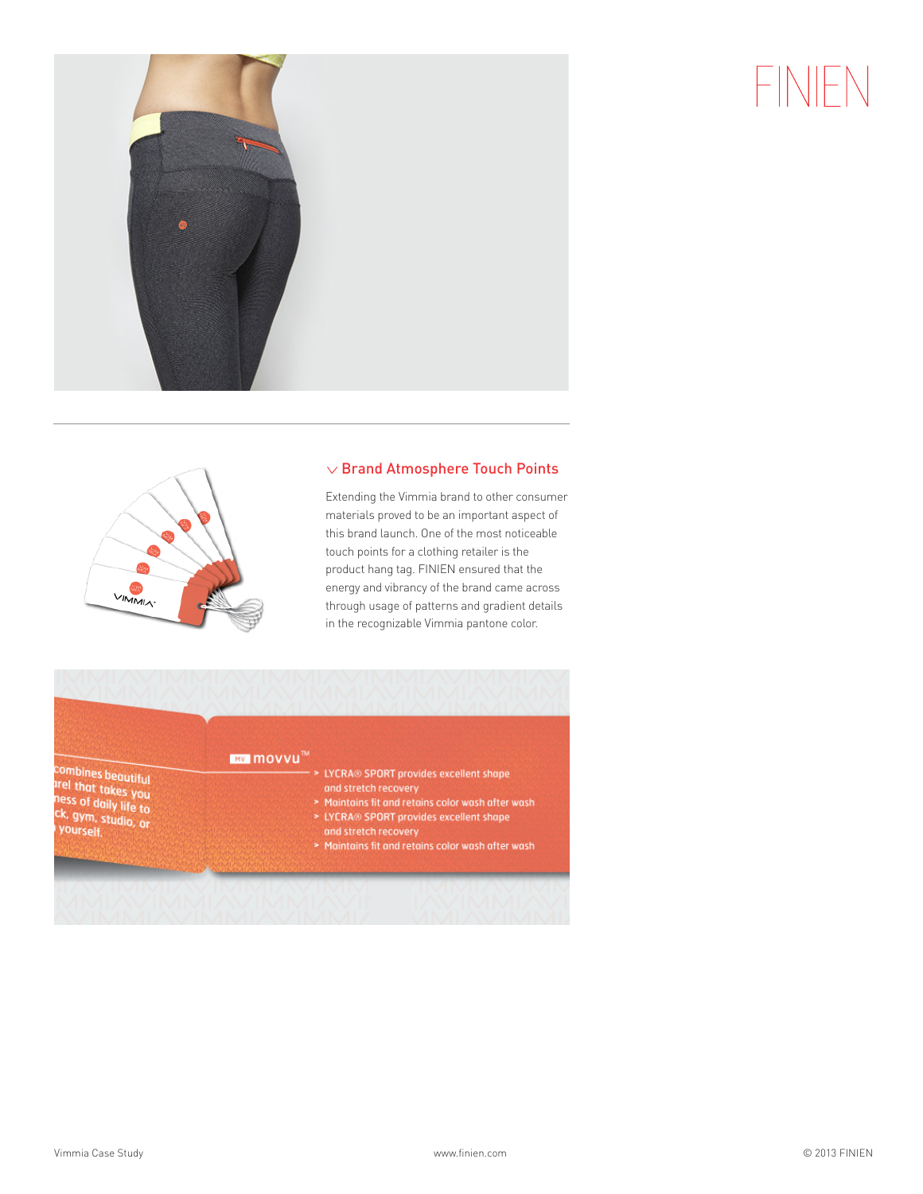FINIEN

## Brand Atmosphere Touch Points

Extending the Vimmia brand to other consumer materials proved to be an important aspect of this brand launch. One of the most noticeable touch points for a clothing retailer is the product hang tag. FINIEN ensured that the energy and vibrancy of the brand came across through usage of patterns and gradient details in the recognizable Vimmia pantone color.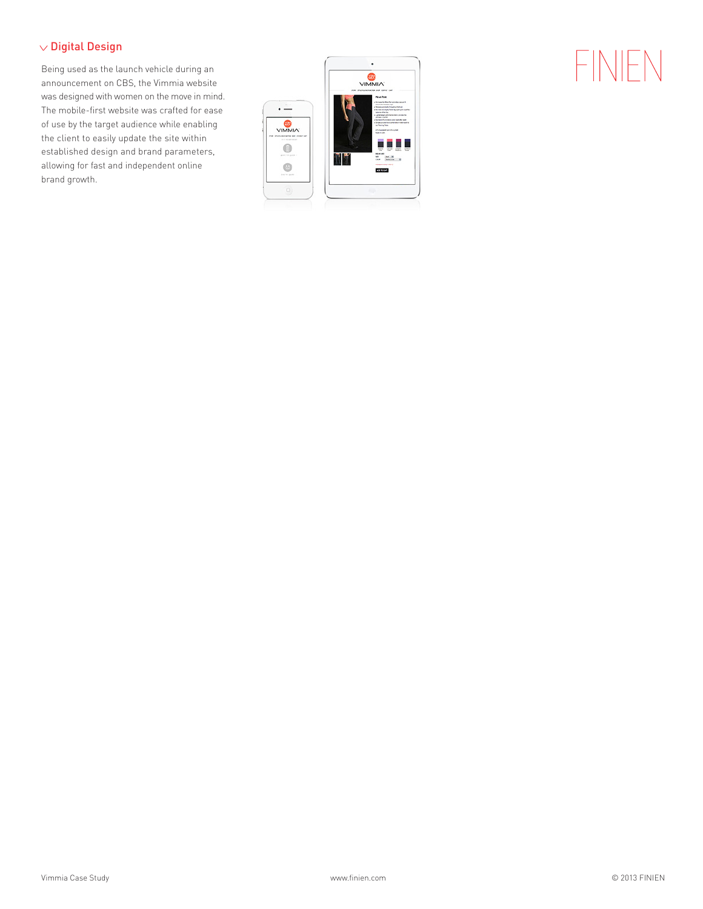## Digital Design

Being used as the launch vehicle during an announcement on CBS, the Vimmia website was designed with women on the move in mind. The mobile-first website was crafted for ease of use by the target audience while enabling the client to easily update the site within established design and brand parameters, allowing for fast and independent online brand growth.

FINIEN